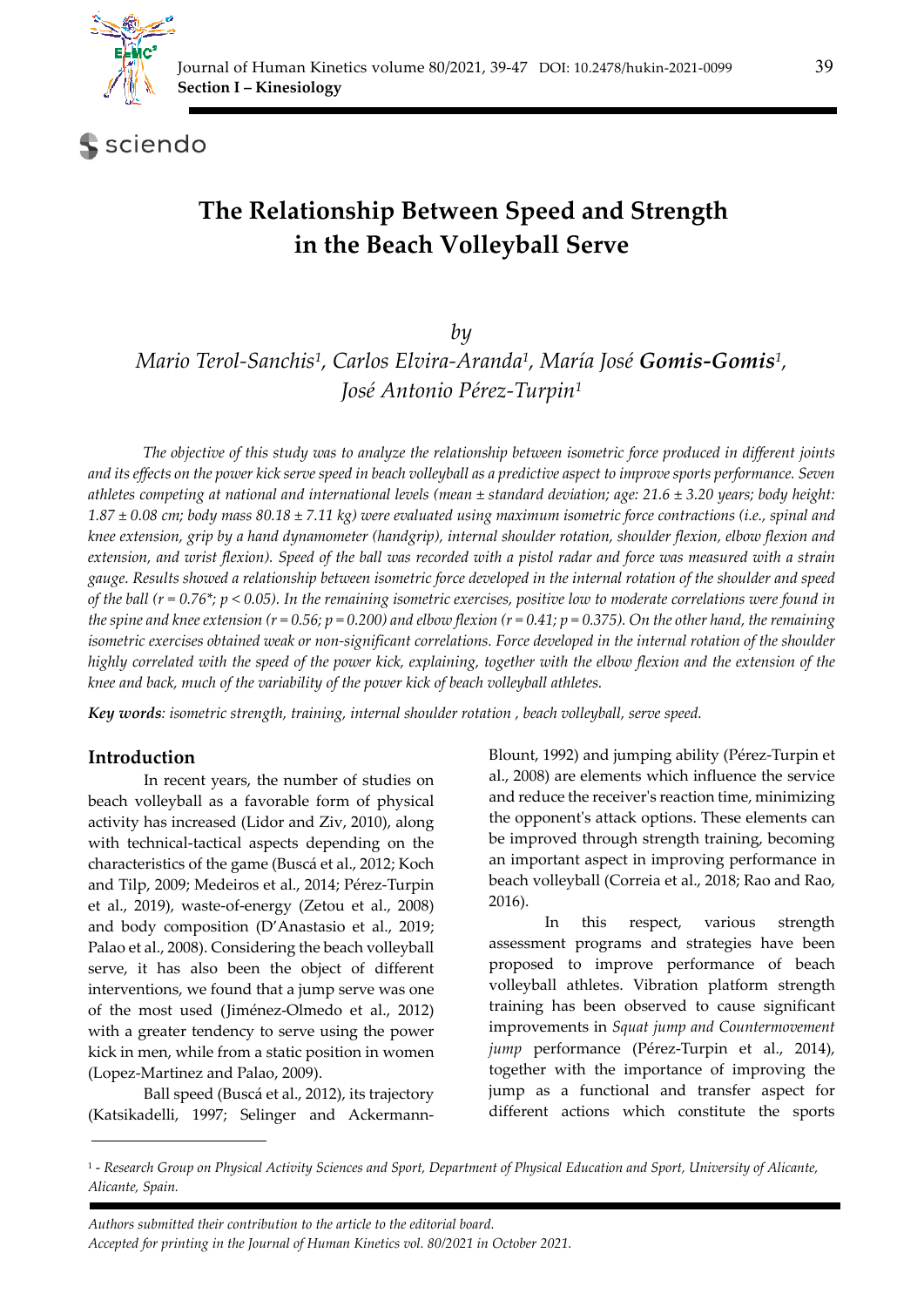**Section I – Kinesiology**

# The Relationship Between Speed and Strength in the Beach Volleyball Serve

*by*

*Mario Terol-Sanchis[1], Carlos Elvira-Aranda[1], María José **Gomis-Gomis**[1], José Antonio Pérez-Turpin[1]*

*The objective of this study was to analyze the relationship between isometric force produced in different joints and its effects on the power kick serve speed in beach volleyball as a predictive aspect to improve sports performance. Seven athletes competing at national and international levels (mean ± standard deviation; age: 21.6 ± 3.20 years; body height: 1.87 ± 0.08 cm; body mass 80.18 ± 7.11 kg) were evaluated using maximum isometric force contractions (i.e., spinal and knee extension, grip by a hand dynamometer (handgrip), internal shoulder rotation, shoulder flexion, elbow flexion and extension, and wrist flexion). Speed of the ball was recorded with a pistol radar and force was measured with a strain gauge. Results showed a relationship between isometric force developed in the internal rotation of the shoulder and speed of the ball ($r = 0.76^*$; $p < 0.05$). In the remaining isometric exercises, positive low to moderate correlations were found in the spine and knee extension ($r = 0.56$; $p = 0.200$) and elbow flexion ($r = 0.41$; $p = 0.375$). On the other hand, the remaining isometric exercises obtained weak or non-significant correlations. Force developed in the internal rotation of the shoulder highly correlated with the speed of the power kick, explaining, together with the elbow flexion and the extension of the knee and back, much of the variability of the power kick of beach volleyball athletes.*

***Key words**: isometric strength, training, internal shoulder rotation , beach volleyball, serve speed.*

## Introduction

In recent years, the number of studies on beach volleyball as a favorable form of physical activity has increased (Lidor and Ziv, 2010), along with technical-tactical aspects depending on the characteristics of the game (Buscá et al., 2012; Koch and Tilp, 2009; Medeiros et al., 2014; Pérez-Turpin et al., 2019), waste-of-energy (Zetou et al., 2008) and body composition (D'Anastasio et al., 2019; Palao et al., 2008). Considering the beach volleyball serve, it has also been the object of different interventions, we found that a jump serve was one of the most used (Jiménez-Olmedo et al., 2012) with a greater tendency to serve using the power kick in men, while from a static position in women (Lopez-Martinez and Palao, 2009).

Ball speed (Buscá et al., 2012), its trajectory (Katsikadelli, 1997; Selinger and Ackermann-Blount, 1992) and jumping ability (Pérez-Turpin et al., 2008) are elements which influence the service and reduce the receiver's reaction time, minimizing the opponent's attack options. These elements can be improved through strength training, becoming an important aspect in improving performance in beach volleyball (Correia et al., 2018; Rao and Rao, 2016).

In this respect, various strength assessment programs and strategies have been proposed to improve performance of beach volleyball athletes. Vibration platform strength training has been observed to cause significant improvements in *Squat jump and Countermovement jump* performance (Pérez-Turpin et al., 2014), together with the importance of improving the jump as a functional and transfer aspect for different actions which constitute the sports

[1] - *Research Group on Physical Activity Sciences and Sport, Department of Physical Education and Sport, University of Alicante, Alicante, Spain.*

*Authors submitted their contribution to the article to the editorial board.*
*Accepted for printing in the Journal of Human Kinetics vol. 80/2021 in October 2021.*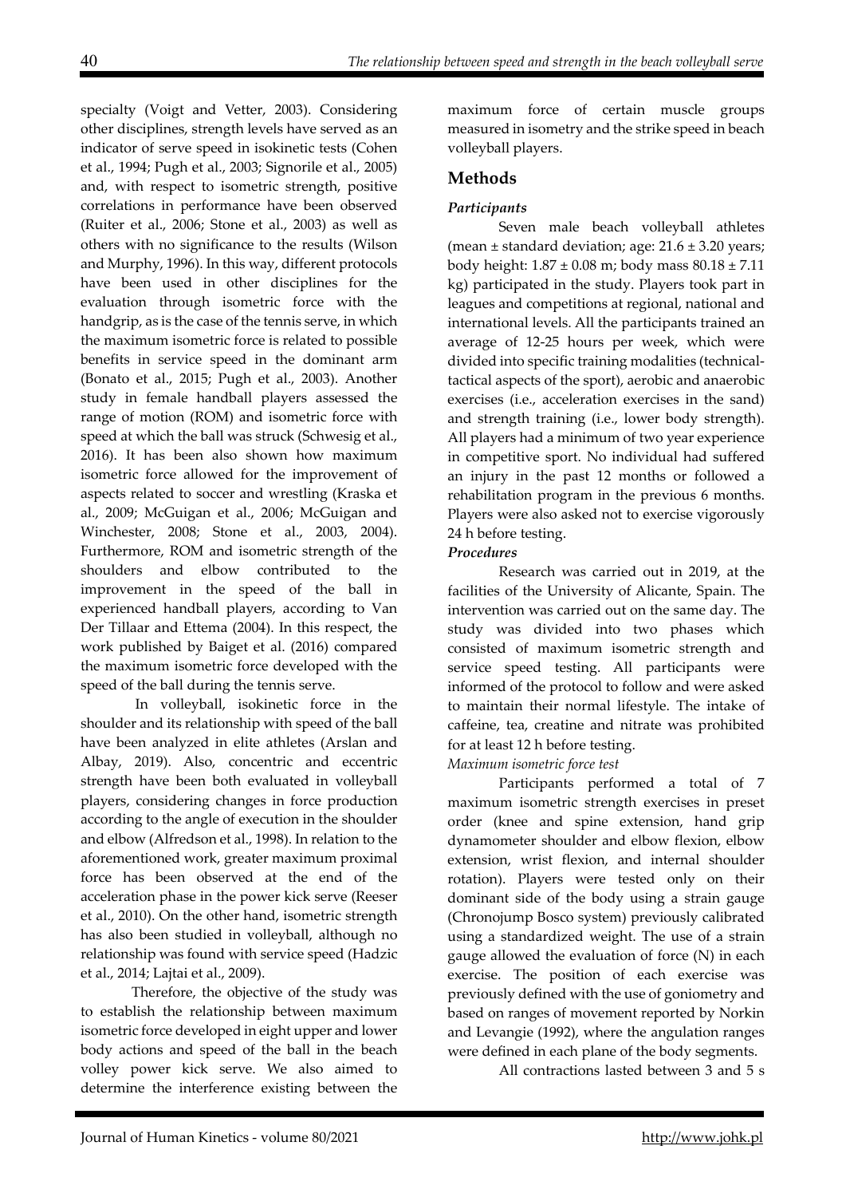specialty (Voigt and Vetter, 2003). Considering other disciplines, strength levels have served as an indicator of serve speed in isokinetic tests (Cohen et al., 1994; Pugh et al., 2003; Signorile et al., 2005) and, with respect to isometric strength, positive correlations in performance have been observed (Ruiter et al., 2006; Stone et al., 2003) as well as others with no significance to the results (Wilson and Murphy, 1996). In this way, different protocols have been used in other disciplines for the evaluation through isometric force with the handgrip, as is the case of the tennis serve, in which the maximum isometric force is related to possible benefits in service speed in the dominant arm (Bonato et al., 2015; Pugh et al., 2003). Another study in female handball players assessed the range of motion (ROM) and isometric force with speed at which the ball was struck (Schwesig et al., 2016). It has been also shown how maximum isometric force allowed for the improvement of aspects related to soccer and wrestling (Kraska et al., 2009; McGuigan et al., 2006; McGuigan and Winchester, 2008; Stone et al., 2003, 2004). Furthermore, ROM and isometric strength of the shoulders and elbow contributed to the improvement in the speed of the ball in experienced handball players, according to Van Der Tillaar and Ettema (2004). In this respect, the work published by Baiget et al. (2016) compared the maximum isometric force developed with the speed of the ball during the tennis serve.

In volleyball, isokinetic force in the shoulder and its relationship with speed of the ball have been analyzed in elite athletes (Arslan and Albay, 2019). Also, concentric and eccentric strength have been both evaluated in volleyball players, considering changes in force production according to the angle of execution in the shoulder and elbow (Alfredson et al., 1998). In relation to the aforementioned work, greater maximum proximal force has been observed at the end of the acceleration phase in the power kick serve (Reeser et al., 2010). On the other hand, isometric strength has also been studied in volleyball, although no relationship was found with service speed (Hadzic et al., 2014; Lajtai et al., 2009).

Therefore, the objective of the study was to establish the relationship between maximum isometric force developed in eight upper and lower body actions and speed of the ball in the beach volley power kick serve. We also aimed to determine the interference existing between the maximum force of certain muscle groups measured in isometry and the strike speed in beach volleyball players.

## Methods

### *Participants*

Seven male beach volleyball athletes (mean ± standard deviation; age: 21.6 ± 3.20 years; body height: 1.87 ± 0.08 m; body mass 80.18 ± 7.11 kg) participated in the study. Players took part in leagues and competitions at regional, national and international levels. All the participants trained an average of 12-25 hours per week, which were divided into specific training modalities (technical-tactical aspects of the sport), aerobic and anaerobic exercises (i.e., acceleration exercises in the sand) and strength training (i.e., lower body strength). All players had a minimum of two year experience in competitive sport. No individual had suffered an injury in the past 12 months or followed a rehabilitation program in the previous 6 months. Players were also asked not to exercise vigorously 24 h before testing.

### *Procedures*

Research was carried out in 2019, at the facilities of the University of Alicante, Spain. The intervention was carried out on the same day. The study was divided into two phases which consisted of maximum isometric strength and service speed testing. All participants were informed of the protocol to follow and were asked to maintain their normal lifestyle. The intake of caffeine, tea, creatine and nitrate was prohibited for at least 12 h before testing.

*Maximum isometric force test*

Participants performed a total of 7 maximum isometric strength exercises in preset order (knee and spine extension, hand grip dynamometer shoulder and elbow flexion, elbow extension, wrist flexion, and internal shoulder rotation). Players were tested only on their dominant side of the body using a strain gauge (Chronojump Bosco system) previously calibrated using a standardized weight. The use of a strain gauge allowed the evaluation of force (N) in each exercise. The position of each exercise was previously defined with the use of goniometry and based on ranges of movement reported by Norkin and Levangie (1992), where the angulation ranges were defined in each plane of the body segments.

All contractions lasted between 3 and 5 s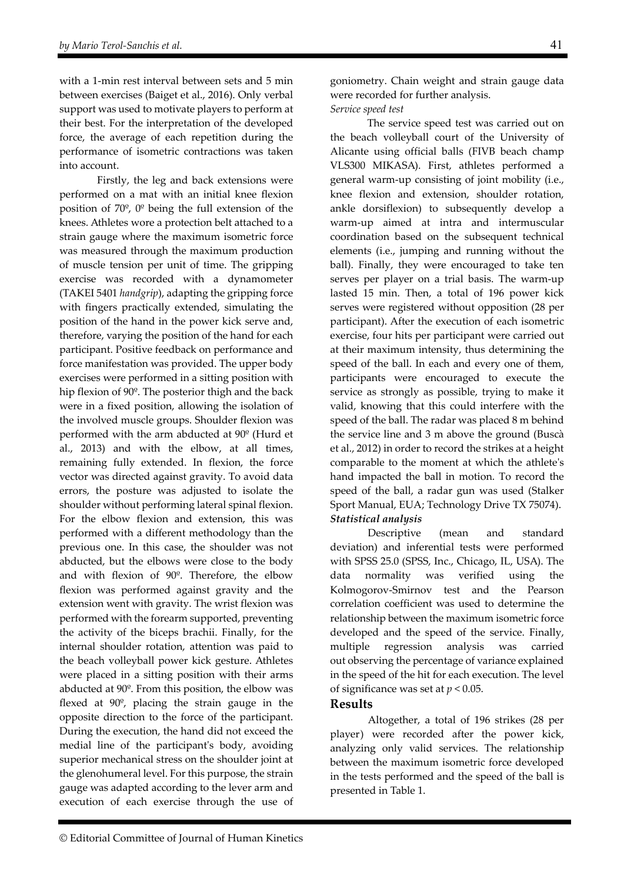with a 1-min rest interval between sets and 5 min between exercises (Baiget et al., 2016). Only verbal support was used to motivate players to perform at their best. For the interpretation of the developed force, the average of each repetition during the performance of isometric contractions was taken into account.

Firstly, the leg and back extensions were performed on a mat with an initial knee flexion position of 70º, 0º being the full extension of the knees. Athletes wore a protection belt attached to a strain gauge where the maximum isometric force was measured through the maximum production of muscle tension per unit of time. The gripping exercise was recorded with a dynamometer (TAKEI 5401 *handgrip*), adapting the gripping force with fingers practically extended, simulating the position of the hand in the power kick serve and, therefore, varying the position of the hand for each participant. Positive feedback on performance and force manifestation was provided. The upper body exercises were performed in a sitting position with hip flexion of 90º. The posterior thigh and the back were in a fixed position, allowing the isolation of the involved muscle groups. Shoulder flexion was performed with the arm abducted at 90º (Hurd et al., 2013) and with the elbow, at all times, remaining fully extended. In flexion, the force vector was directed against gravity. To avoid data errors, the posture was adjusted to isolate the shoulder without performing lateral spinal flexion. For the elbow flexion and extension, this was performed with a different methodology than the previous one. In this case, the shoulder was not abducted, but the elbows were close to the body and with flexion of 90º. Therefore, the elbow flexion was performed against gravity and the extension went with gravity. The wrist flexion was performed with the forearm supported, preventing the activity of the biceps brachii. Finally, for the internal shoulder rotation, attention was paid to the beach volleyball power kick gesture. Athletes were placed in a sitting position with their arms abducted at 90º. From this position, the elbow was flexed at 90º, placing the strain gauge in the opposite direction to the force of the participant. During the execution, the hand did not exceed the medial line of the participant's body, avoiding superior mechanical stress on the shoulder joint at the glenohumeral level. For this purpose, the strain gauge was adapted according to the lever arm and execution of each exercise through the use of goniometry. Chain weight and strain gauge data were recorded for further analysis.

*Service speed test*

The service speed test was carried out on the beach volleyball court of the University of Alicante using official balls (FIVB beach champ VLS300 MIKASA). First, athletes performed a general warm-up consisting of joint mobility (i.e., knee flexion and extension, shoulder rotation, ankle dorsiflexion) to subsequently develop a warm-up aimed at intra and intermuscular coordination based on the subsequent technical elements (i.e., jumping and running without the ball). Finally, they were encouraged to take ten serves per player on a trial basis. The warm-up lasted 15 min. Then, a total of 196 power kick serves were registered without opposition (28 per participant). After the execution of each isometric exercise, four hits per participant were carried out at their maximum intensity, thus determining the speed of the ball. In each and every one of them, participants were encouraged to execute the service as strongly as possible, trying to make it valid, knowing that this could interfere with the speed of the ball. The radar was placed 8 m behind the service line and 3 m above the ground (Buscà et al., 2012) in order to record the strikes at a height comparable to the moment at which the athlete's hand impacted the ball in motion. To record the speed of the ball, a radar gun was used (Stalker Sport Manual, EUA; Technology Drive TX 75074).

***Statistical analysis***

Descriptive (mean and standard deviation) and inferential tests were performed with SPSS 25.0 (SPSS, Inc., Chicago, IL, USA). The data normality was verified using the Kolmogorov-Smirnov test and the Pearson correlation coefficient was used to determine the relationship between the maximum isometric force developed and the speed of the service. Finally, multiple regression analysis was carried out observing the percentage of variance explained in the speed of the hit for each execution. The level of significance was set at $p < 0.05$.

## Results

Altogether, a total of 196 strikes (28 per player) were recorded after the power kick, analyzing only valid services. The relationship between the maximum isometric force developed in the tests performed and the speed of the ball is presented in Table 1.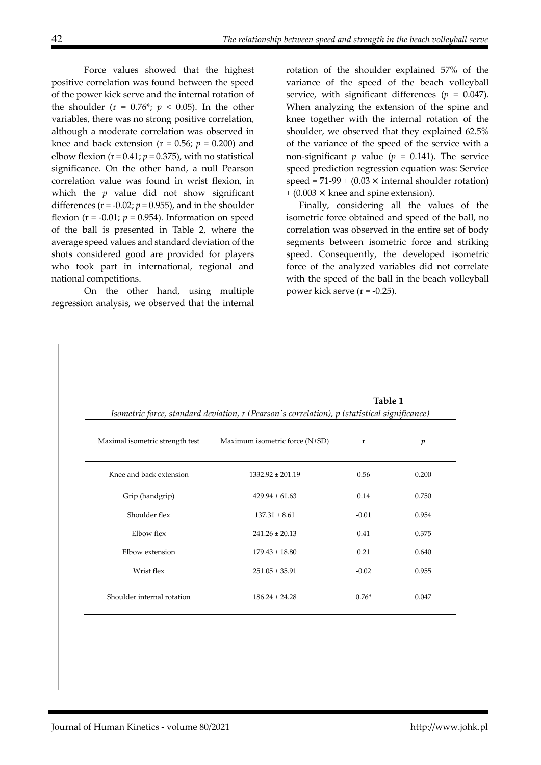Force values showed that the highest positive correlation was found between the speed of the power kick serve and the internal rotation of the shoulder ($r = 0.76^*$; $p < 0.05$). In the other variables, there was no strong positive correlation, although a moderate correlation was observed in knee and back extension ($r = 0.56$; $p = 0.200$) and elbow flexion ($r = 0.41$; $p = 0.375$), with no statistical significance. On the other hand, a null Pearson correlation value was found in wrist flexion, in which the $p$ value did not show significant differences ($r = -0.02$; $p = 0.955$), and in the shoulder flexion ($r = -0.01$; $p = 0.954$). Information on speed of the ball is presented in Table 2, where the average speed values and standard deviation of the shots considered good are provided for players who took part in international, regional and national competitions.

On the other hand, using multiple regression analysis, we observed that the internal rotation of the shoulder explained 57% of the variance of the speed of the beach volleyball service, with significant differences ($p = 0.047$). When analyzing the extension of the spine and knee together with the internal rotation of the shoulder, we observed that they explained 62.5% of the variance of the speed of the service with a non-significant $p$ value ($p = 0.141$). The service speed prediction regression equation was: Service speed = 71-99 + (0.03 × internal shoulder rotation) + (0.003 × knee and spine extension).

Finally, considering all the values of the isometric force obtained and speed of the ball, no correlation was observed in the entire set of body segments between isometric force and striking speed. Consequently, the developed isometric force of the analyzed variables did not correlate with the speed of the ball in the beach volleyball power kick serve ($r = -0.25$).

**Table 1**

*Isometric force, standard deviation, r (Pearson's correlation), p (statistical significance)*

| Maximal isometric strength test | Maximum isometric force (N±SD) | r | *p* |
|---|---|---|---|
| Knee and back extension | 1332.92 ± 201.19 | 0.56 | 0.200 |
| Grip (handgrip) | 429.94 ± 61.63 | 0.14 | 0.750 |
| Shoulder flex | 137.31 ± 8.61 | -0.01 | 0.954 |
| Elbow flex | 241.26 ± 20.13 | 0.41 | 0.375 |
| Elbow extension | 179.43 ± 18.80 | 0.21 | 0.640 |
| Wrist flex | 251.05 ± 35.91 | -0.02 | 0.955 |
| Shoulder internal rotation | 186.24 ± 24.28 | 0.76* | 0.047 |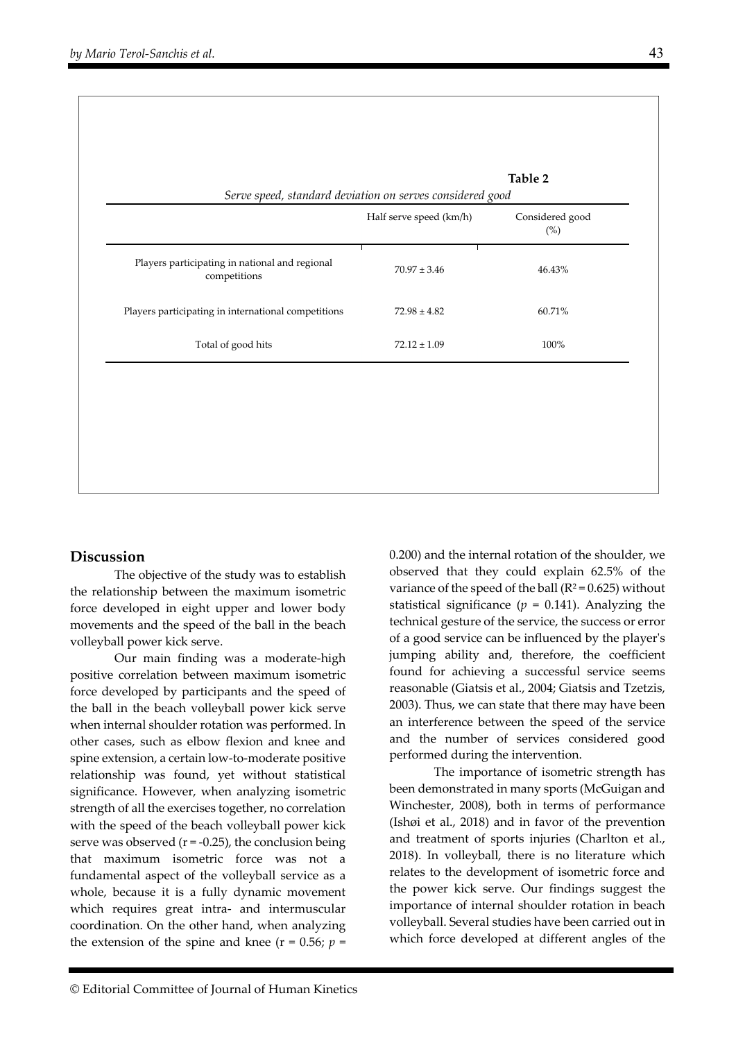**Table 2**

*Serve speed, standard deviation on serves considered good*

| | Half serve speed (km/h) | Considered good (%) |
|---|---|---|
| Players participating in national and regional competitions | 70.97 ± 3.46 | 46.43% |
| Players participating in international competitions | 72.98 ± 4.82 | 60.71% |
| Total of good hits | 72.12 ± 1.09 | 100% |

## Discussion

The objective of the study was to establish the relationship between the maximum isometric force developed in eight upper and lower body movements and the speed of the ball in the beach volleyball power kick serve.

Our main finding was a moderate-high positive correlation between maximum isometric force developed by participants and the speed of the ball in the beach volleyball power kick serve when internal shoulder rotation was performed. In other cases, such as elbow flexion and knee and spine extension, a certain low-to-moderate positive relationship was found, yet without statistical significance. However, when analyzing isometric strength of all the exercises together, no correlation with the speed of the beach volleyball power kick serve was observed (r = -0.25), the conclusion being that maximum isometric force was not a fundamental aspect of the volleyball service as a whole, because it is a fully dynamic movement which requires great intra- and intermuscular coordination. On the other hand, when analyzing the extension of the spine and knee (r = 0.56; $p$ = 0.200) and the internal rotation of the shoulder, we observed that they could explain 62.5% of the variance of the speed of the ball ($R^2 = 0.625$) without statistical significance ($p$ = 0.141). Analyzing the technical gesture of the service, the success or error of a good service can be influenced by the player's jumping ability and, therefore, the coefficient found for achieving a successful service seems reasonable (Giatsis et al., 2004; Giatsis and Tzetzis, 2003). Thus, we can state that there may have been an interference between the speed of the service and the number of services considered good performed during the intervention.

The importance of isometric strength has been demonstrated in many sports (McGuigan and Winchester, 2008), both in terms of performance (Ishøi et al., 2018) and in favor of the prevention and treatment of sports injuries (Charlton et al., 2018). In volleyball, there is no literature which relates to the development of isometric force and the power kick serve. Our findings suggest the importance of internal shoulder rotation in beach volleyball. Several studies have been carried out in which force developed at different angles of the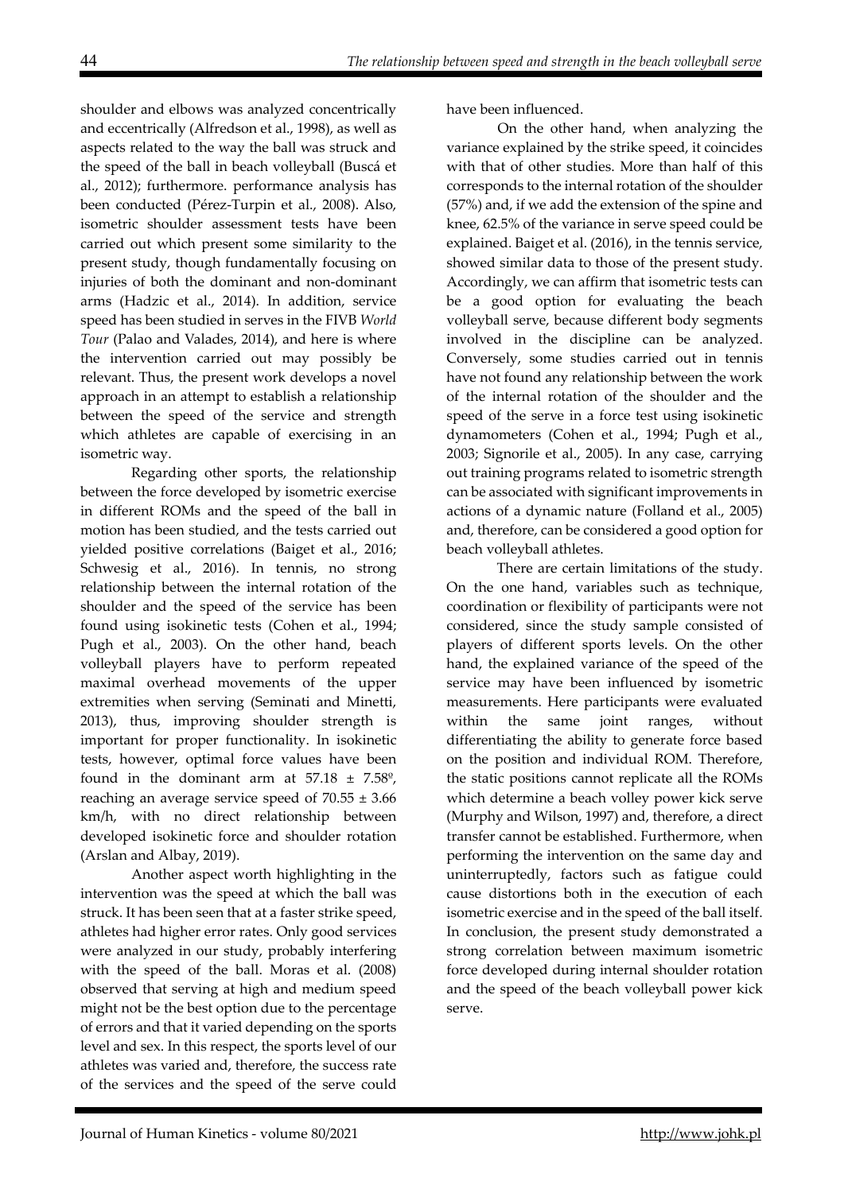shoulder and elbows was analyzed concentrically and eccentrically (Alfredson et al., 1998), as well as aspects related to the way the ball was struck and the speed of the ball in beach volleyball (Buscá et al., 2012); furthermore. performance analysis has been conducted (Pérez-Turpin et al., 2008). Also, isometric shoulder assessment tests have been carried out which present some similarity to the present study, though fundamentally focusing on injuries of both the dominant and non-dominant arms (Hadzic et al., 2014). In addition, service speed has been studied in serves in the FIVB *World Tour* (Palao and Valades, 2014), and here is where the intervention carried out may possibly be relevant. Thus, the present work develops a novel approach in an attempt to establish a relationship between the speed of the service and strength which athletes are capable of exercising in an isometric way.

Regarding other sports, the relationship between the force developed by isometric exercise in different ROMs and the speed of the ball in motion has been studied, and the tests carried out yielded positive correlations (Baiget et al., 2016; Schwesig et al., 2016). In tennis, no strong relationship between the internal rotation of the shoulder and the speed of the service has been found using isokinetic tests (Cohen et al., 1994; Pugh et al., 2003). On the other hand, beach volleyball players have to perform repeated maximal overhead movements of the upper extremities when serving (Seminati and Minetti, 2013), thus, improving shoulder strength is important for proper functionality. In isokinetic tests, however, optimal force values have been found in the dominant arm at $57.18 \pm 7.58$º, reaching an average service speed of $70.55 \pm 3.66$ km/h, with no direct relationship between developed isokinetic force and shoulder rotation (Arslan and Albay, 2019).

Another aspect worth highlighting in the intervention was the speed at which the ball was struck. It has been seen that at a faster strike speed, athletes had higher error rates. Only good services were analyzed in our study, probably interfering with the speed of the ball. Moras et al. (2008) observed that serving at high and medium speed might not be the best option due to the percentage of errors and that it varied depending on the sports level and sex. In this respect, the sports level of our athletes was varied and, therefore, the success rate of the services and the speed of the serve could have been influenced.

On the other hand, when analyzing the variance explained by the strike speed, it coincides with that of other studies. More than half of this corresponds to the internal rotation of the shoulder (57%) and, if we add the extension of the spine and knee, 62.5% of the variance in serve speed could be explained. Baiget et al. (2016), in the tennis service, showed similar data to those of the present study. Accordingly, we can affirm that isometric tests can be a good option for evaluating the beach volleyball serve, because different body segments involved in the discipline can be analyzed. Conversely, some studies carried out in tennis have not found any relationship between the work of the internal rotation of the shoulder and the speed of the serve in a force test using isokinetic dynamometers (Cohen et al., 1994; Pugh et al., 2003; Signorile et al., 2005). In any case, carrying out training programs related to isometric strength can be associated with significant improvements in actions of a dynamic nature (Folland et al., 2005) and, therefore, can be considered a good option for beach volleyball athletes.

There are certain limitations of the study. On the one hand, variables such as technique, coordination or flexibility of participants were not considered, since the study sample consisted of players of different sports levels. On the other hand, the explained variance of the speed of the service may have been influenced by isometric measurements. Here participants were evaluated within the same joint ranges, without differentiating the ability to generate force based on the position and individual ROM. Therefore, the static positions cannot replicate all the ROMs which determine a beach volley power kick serve (Murphy and Wilson, 1997) and, therefore, a direct transfer cannot be established. Furthermore, when performing the intervention on the same day and uninterruptedly, factors such as fatigue could cause distortions both in the execution of each isometric exercise and in the speed of the ball itself. In conclusion, the present study demonstrated a strong correlation between maximum isometric force developed during internal shoulder rotation and the speed of the beach volleyball power kick serve.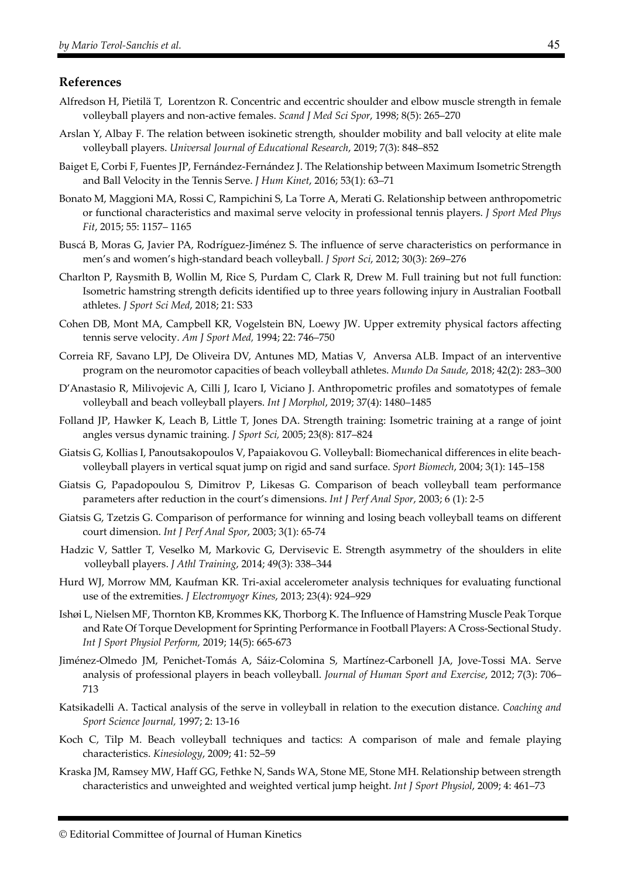## References

Alfredson H, Pietilä T, Lorentzon R. Concentric and eccentric shoulder and elbow muscle strength in female volleyball players and non-active females. *Scand J Med Sci Spor*, 1998; 8(5): 265–270

Arslan Y, Albay F. The relation between isokinetic strength, shoulder mobility and ball velocity at elite male volleyball players. *Universal Journal of Educational Research*, 2019; 7(3): 848–852

Baiget E, Corbi F, Fuentes JP, Fernández-Fernández J. The Relationship between Maximum Isometric Strength and Ball Velocity in the Tennis Serve. *J Hum Kinet*, 2016; 53(1): 63–71

Bonato M, Maggioni MA, Rossi C, Rampichini S, La Torre A, Merati G. Relationship between anthropometric or functional characteristics and maximal serve velocity in professional tennis players. *J Sport Med Phys Fit*, 2015; 55: 1157– 1165

Buscá B, Moras G, Javier PA, Rodríguez-Jiménez S. The influence of serve characteristics on performance in men's and women's high-standard beach volleyball. *J Sport Sci*, 2012; 30(3): 269–276

Charlton P, Raysmith B, Wollin M, Rice S, Purdam C, Clark R, Drew M. Full training but not full function: Isometric hamstring strength deficits identified up to three years following injury in Australian Football athletes. *J Sport Sci Med*, 2018; 21: S33

Cohen DB, Mont MA, Campbell KR, Vogelstein BN, Loewy JW. Upper extremity physical factors affecting tennis serve velocity. *Am J Sport Med*, 1994; 22: 746–750

Correia RF, Savano LPJ, De Oliveira DV, Antunes MD, Matias V, Anversa ALB. Impact of an interventive program on the neuromotor capacities of beach volleyball athletes. *Mundo Da Saude*, 2018; 42(2): 283–300

D'Anastasio R, Milivojevic A, Cilli J, Icaro I, Viciano J. Anthropometric profiles and somatotypes of female volleyball and beach volleyball players. *Int J Morphol*, 2019; 37(4): 1480–1485

Folland JP, Hawker K, Leach B, Little T, Jones DA. Strength training: Isometric training at a range of joint angles versus dynamic training. *J Sport Sci*, 2005; 23(8): 817–824

Giatsis G, Kollias I, Panoutsakopoulos V, Papaiakovou G. Volleyball: Biomechanical differences in elite beach-volleyball players in vertical squat jump on rigid and sand surface. *Sport Biomech*, 2004; 3(1): 145–158

Giatsis G, Papadopoulou S, Dimitrov P, Likesas G. Comparison of beach volleyball team performance parameters after reduction in the court's dimensions. *Int J Perf Anal Spor*, 2003; 6 (1): 2-5

Giatsis G, Tzetzis G. Comparison of performance for winning and losing beach volleyball teams on different court dimension. *Int J Perf Anal Spor*, 2003; 3(1): 65-74

Hadzic V, Sattler T, Veselko M, Markovic G, Dervisevic E. Strength asymmetry of the shoulders in elite volleyball players. *J Athl Training*, 2014; 49(3): 338–344

Hurd WJ, Morrow MM, Kaufman KR. Tri-axial accelerometer analysis techniques for evaluating functional use of the extremities. *J Electromyogr Kines*, 2013; 23(4): 924–929

Ishøi L, Nielsen MF, Thornton KB, Krommes KK, Thorborg K. The Influence of Hamstring Muscle Peak Torque and Rate Of Torque Development for Sprinting Performance in Football Players: A Cross-Sectional Study. *Int J Sport Physiol Perform*, 2019; 14(5): 665-673

Jiménez-Olmedo JM, Penichet-Tomás A, Sáiz-Colomina S, Martínez-Carbonell JA, Jove-Tossi MA. Serve analysis of professional players in beach volleyball. *Journal of Human Sport and Exercise*, 2012; 7(3): 706–713

Katsikadelli A. Tactical analysis of the serve in volleyball in relation to the execution distance. *Coaching and Sport Science Journal*, 1997; 2: 13-16

Koch C, Tilp M. Beach volleyball techniques and tactics: A comparison of male and female playing characteristics. *Kinesiology*, 2009; 41: 52–59

Kraska JM, Ramsey MW, Haff GG, Fethke N, Sands WA, Stone ME, Stone MH. Relationship between strength characteristics and unweighted and weighted vertical jump height. *Int J Sport Physiol*, 2009; 4: 461–73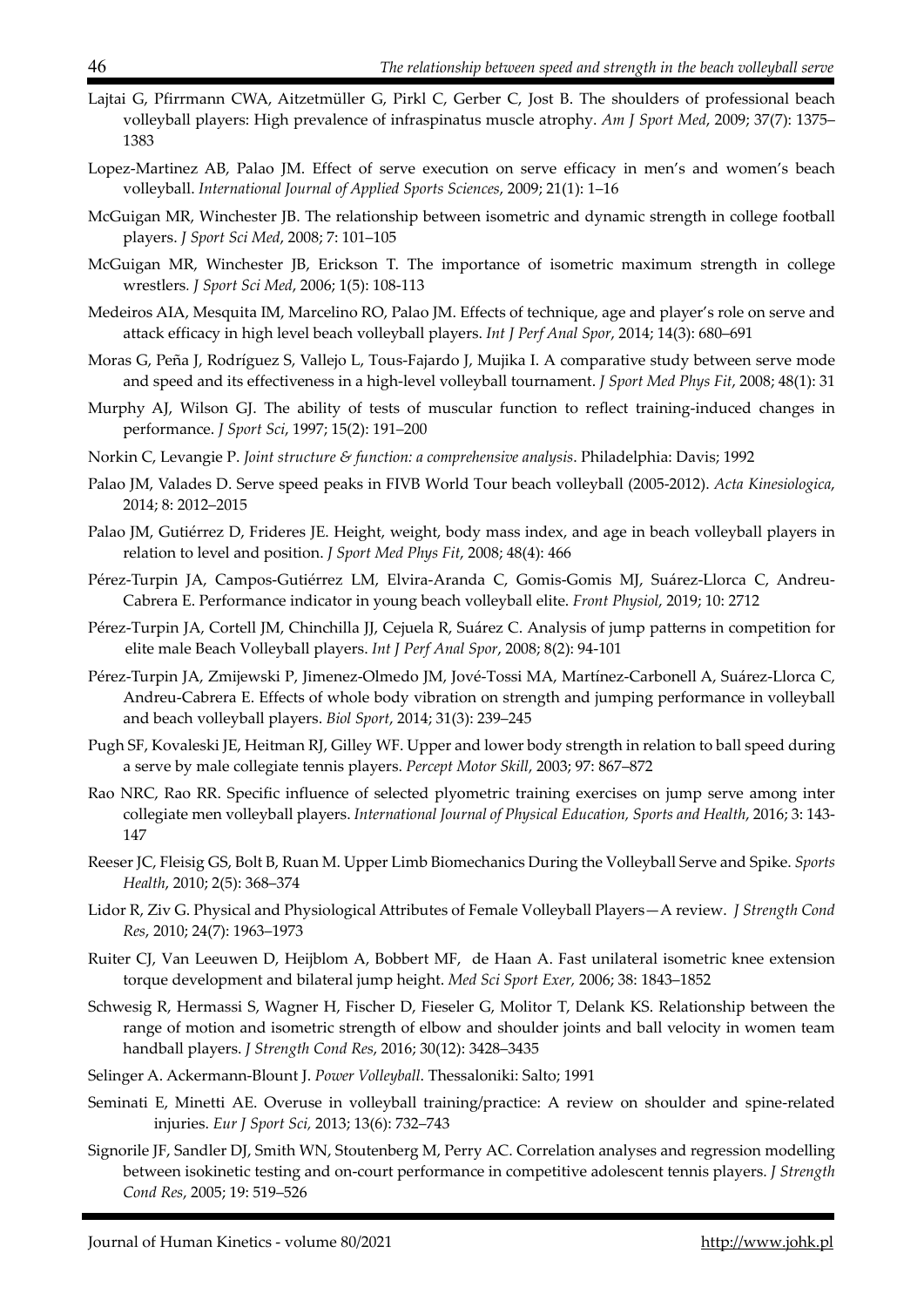Lajtai G, Pfirrmann CWA, Aitzetmüller G, Pirkl C, Gerber C, Jost B. The shoulders of professional beach volleyball players: High prevalence of infraspinatus muscle atrophy. *Am J Sport Med*, 2009; 37(7): 1375–1383

Lopez-Martinez AB, Palao JM. Effect of serve execution on serve efficacy in men's and women's beach volleyball. *International Journal of Applied Sports Sciences*, 2009; 21(1): 1–16

McGuigan MR, Winchester JB. The relationship between isometric and dynamic strength in college football players. *J Sport Sci Med*, 2008; 7: 101–105

McGuigan MR, Winchester JB, Erickson T. The importance of isometric maximum strength in college wrestlers. *J Sport Sci Med*, 2006; 1(5): 108-113

Medeiros AIA, Mesquita IM, Marcelino RO, Palao JM. Effects of technique, age and player's role on serve and attack efficacy in high level beach volleyball players. *Int J Perf Anal Spor*, 2014; 14(3): 680–691

Moras G, Peña J, Rodríguez S, Vallejo L, Tous-Fajardo J, Mujika I. A comparative study between serve mode and speed and its effectiveness in a high-level volleyball tournament. *J Sport Med Phys Fit*, 2008; 48(1): 31

Murphy AJ, Wilson GJ. The ability of tests of muscular function to reflect training-induced changes in performance. *J Sport Sci*, 1997; 15(2): 191–200

Norkin C, Levangie P. *Joint structure & function: a comprehensive analysis*. Philadelphia: Davis; 1992

Palao JM, Valades D. Serve speed peaks in FIVB World Tour beach volleyball (2005-2012). *Acta Kinesiologica*, 2014; 8: 2012–2015

Palao JM, Gutiérrez D, Frideres JE. Height, weight, body mass index, and age in beach volleyball players in relation to level and position. *J Sport Med Phys Fit*, 2008; 48(4): 466

Pérez-Turpin JA, Campos-Gutiérrez LM, Elvira-Aranda C, Gomis-Gomis MJ, Suárez-Llorca C, Andreu-Cabrera E. Performance indicator in young beach volleyball elite. *Front Physiol*, 2019; 10: 2712

Pérez-Turpin JA, Cortell JM, Chinchilla JJ, Cejuela R, Suárez C. Analysis of jump patterns in competition for elite male Beach Volleyball players. *Int J Perf Anal Spor*, 2008; 8(2): 94-101

Pérez-Turpin JA, Zmijewski P, Jimenez-Olmedo JM, Jové-Tossi MA, Martínez-Carbonell A, Suárez-Llorca C, Andreu-Cabrera E. Effects of whole body vibration on strength and jumping performance in volleyball and beach volleyball players. *Biol Sport*, 2014; 31(3): 239–245

Pugh SF, Kovaleski JE, Heitman RJ, Gilley WF. Upper and lower body strength in relation to ball speed during a serve by male collegiate tennis players. *Percept Motor Skill*, 2003; 97: 867–872

Rao NRC, Rao RR. Specific influence of selected plyometric training exercises on jump serve among inter collegiate men volleyball players. *International Journal of Physical Education, Sports and Health*, 2016; 3: 143-147

Reeser JC, Fleisig GS, Bolt B, Ruan M. Upper Limb Biomechanics During the Volleyball Serve and Spike. *Sports Health*, 2010; 2(5): 368–374

Lidor R, Ziv G. Physical and Physiological Attributes of Female Volleyball Players—A review. *J Strength Cond Res*, 2010; 24(7): 1963–1973

Ruiter CJ, Van Leeuwen D, Heijblom A, Bobbert MF, de Haan A. Fast unilateral isometric knee extension torque development and bilateral jump height. *Med Sci Sport Exer,* 2006; 38: 1843–1852

Schwesig R, Hermassi S, Wagner H, Fischer D, Fieseler G, Molitor T, Delank KS. Relationship between the range of motion and isometric strength of elbow and shoulder joints and ball velocity in women team handball players. *J Strength Cond Res*, 2016; 30(12): 3428–3435

Selinger A. Ackermann-Blount J. *Power Volleyball*. Thessaloniki: Salto; 1991

Seminati E, Minetti AE. Overuse in volleyball training/practice: A review on shoulder and spine-related injuries. *Eur J Sport Sci,* 2013; 13(6): 732–743

Signorile JF, Sandler DJ, Smith WN, Stoutenberg M, Perry AC. Correlation analyses and regression modelling between isokinetic testing and on-court performance in competitive adolescent tennis players. *J Strength Cond Res*, 2005; 19: 519–526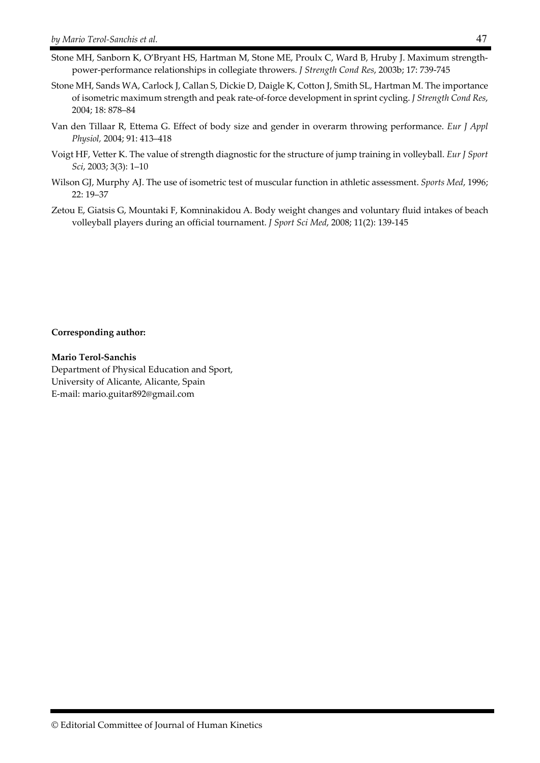Stone MH, Sanborn K, O'Bryant HS, Hartman M, Stone ME, Proulx C, Ward B, Hruby J. Maximum strength-power-performance relationships in collegiate throwers. *J Strength Cond Res*, 2003b; 17: 739-745

Stone MH, Sands WA, Carlock J, Callan S, Dickie D, Daigle K, Cotton J, Smith SL, Hartman M. The importance of isometric maximum strength and peak rate-of-force development in sprint cycling. *J Strength Cond Res*, 2004; 18: 878–84

Van den Tillaar R, Ettema G. Effect of body size and gender in overarm throwing performance. *Eur J Appl Physiol,* 2004; 91: 413–418

Voigt HF, Vetter K. The value of strength diagnostic for the structure of jump training in volleyball. *Eur J Sport Sci*, 2003; 3(3): 1–10

Wilson GJ, Murphy AJ. The use of isometric test of muscular function in athletic assessment. *Sports Med*, 1996; 22: 19–37

Zetou E, Giatsis G, Mountaki F, Komninakidou A. Body weight changes and voluntary fluid intakes of beach volleyball players during an official tournament. *J Sport Sci Med*, 2008; 11(2): 139-145

**Corresponding author:**

**Mario Terol-Sanchis**
Department of Physical Education and Sport,
University of Alicante, Alicante, Spain
E-mail: mario.guitar892@gmail.com

© Editorial Committee of Journal of Human Kinetics